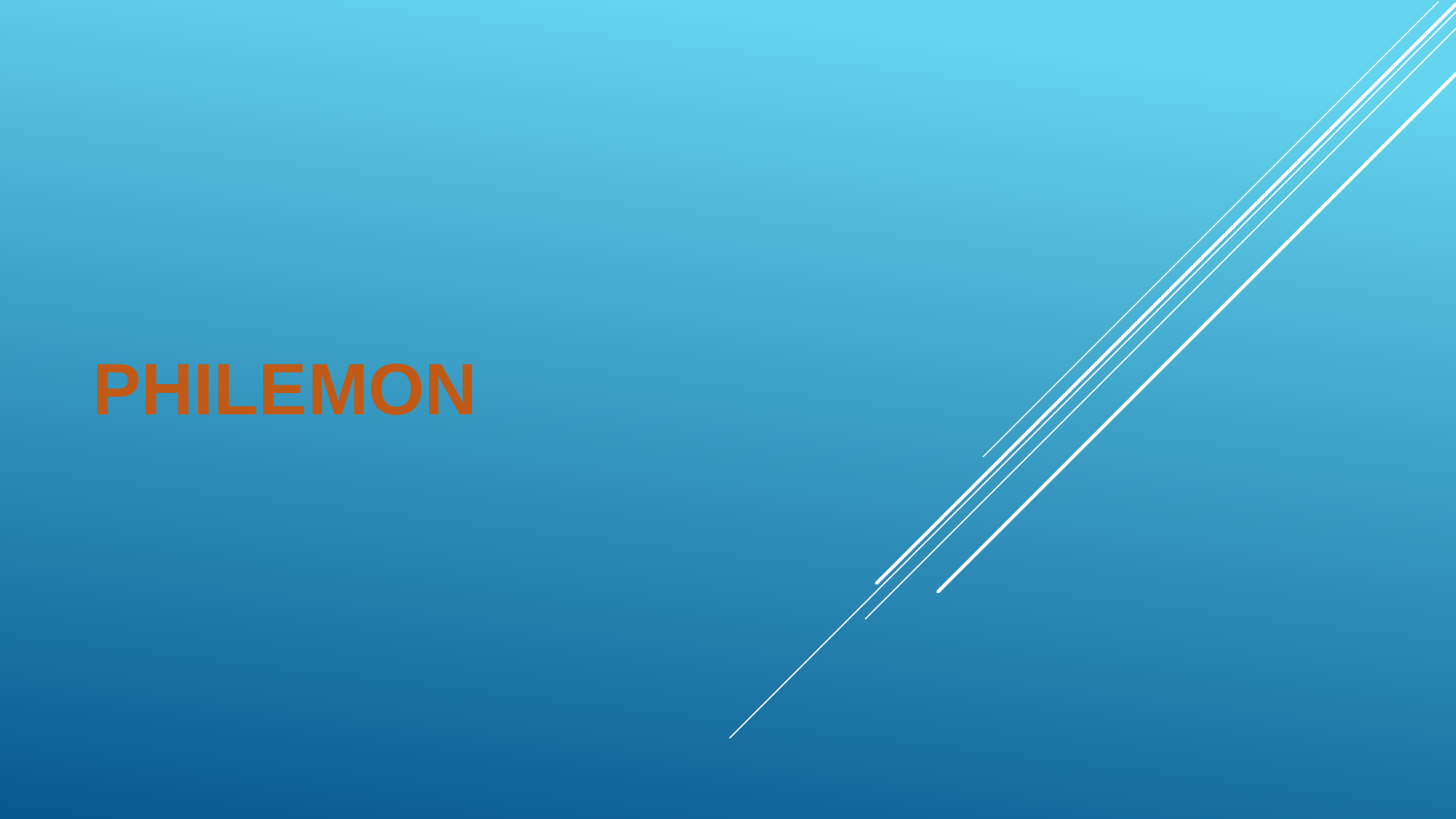# PHILEMON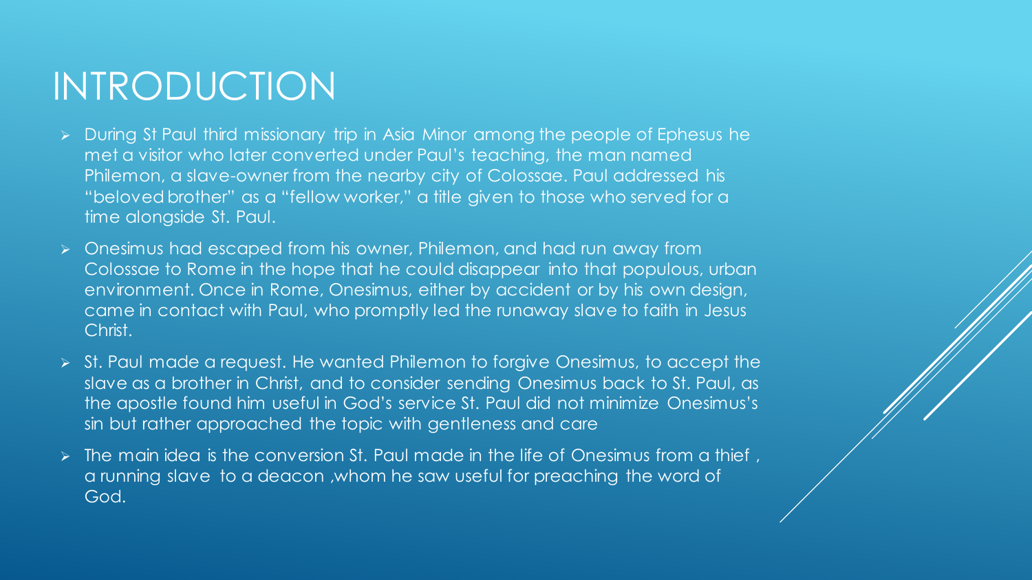# INTRODUCTION

- During St Paul third missionary trip in Asia Minor among the people of Ephesus he met a visitor who later converted under Paul's teaching, the man named Philemon, a slave-owner from the nearby city of Colossae. Paul addressed his "beloved brother" as a "fellow worker," a title given to those who served for a time alongside St. Paul.
- Onesimus had escaped from his owner, Philemon, and had run away from Colossae to Rome in the hope that he could disappear into that populous, urban environment. Once in Rome, Onesimus, either by accident or by his own design, came in contact with Paul, who promptly led the runaway slave to faith in Jesus Christ.
- St. Paul made a request. He wanted Philemon to forgive Onesimus, to accept the slave as a brother in Christ, and to consider sending Onesimus back to St. Paul, as the apostle found him useful in God's service St. Paul did not minimize Onesimus's sin but rather approached the topic with gentleness and care
- The main idea is the conversion St. Paul made in the life of Onesimus from a thief , a running slave to a deacon ,whom he saw useful for preaching the word of God.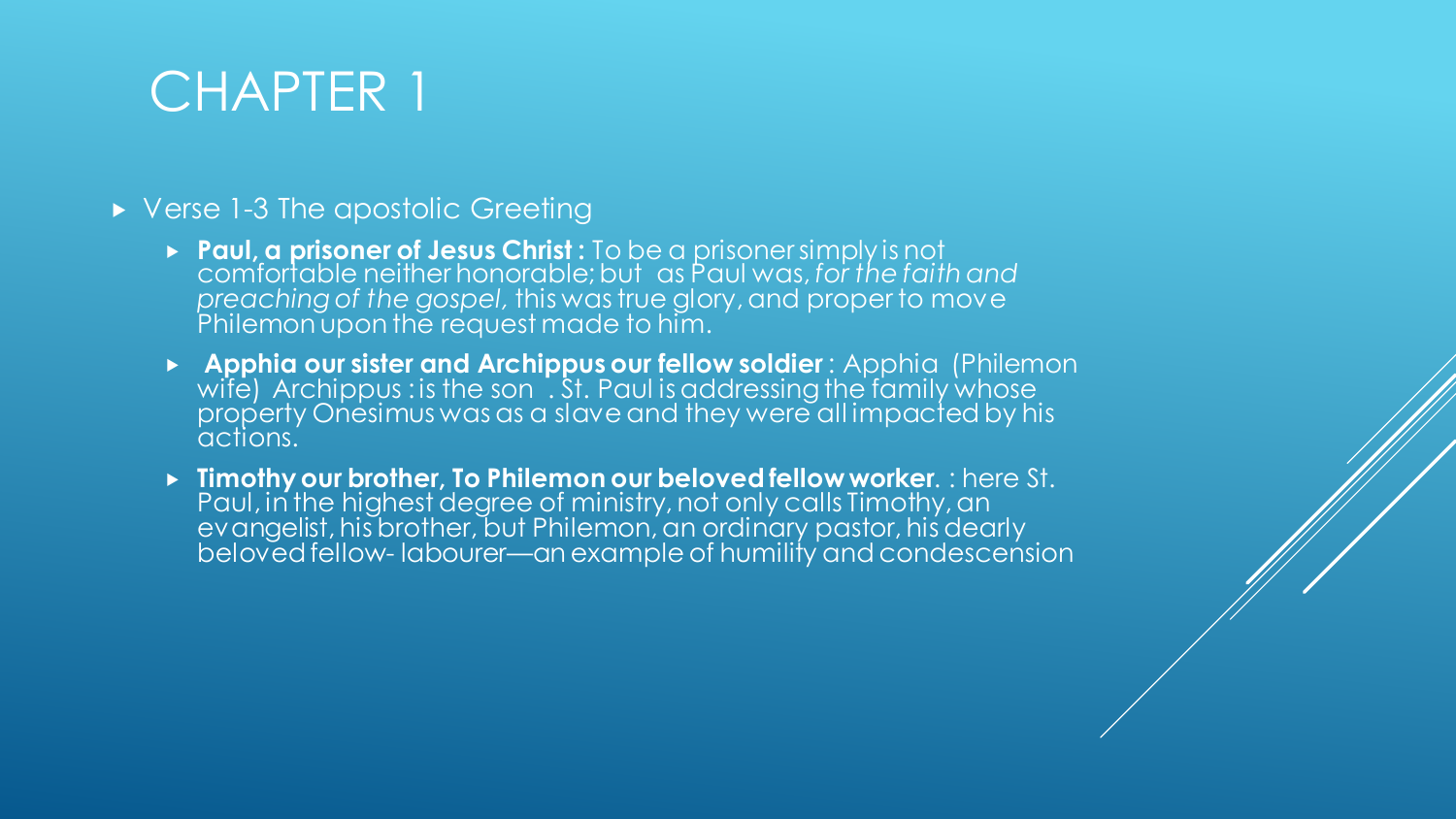# CHAPTER 1

- Verse 1-3 The apostolic Greeting
  - **Paul, a prisoner of Jesus Christ :** To be a prisoner simply is not comfortable neither honorable; but as Paul was, *for the faith and preaching of the gospel,* this was true glory, and proper to move Philemon upon the request made to him.
  - **Apphia our sister and Archippus our fellow soldier** : Apphia (Philemon wife) Archippus : is the son . St. Paul is addressing the family whose property Onesimus was as a slave and they were all impacted by his actions.
  - **Timothy our brother, To Philemon our beloved fellow worker**. : here St. Paul, in the highest degree of ministry, not only calls Timothy, an evangelist, his brother, but Philemon, an ordinary pastor, his dearly beloved fellow- labourer—an example of humility and condescension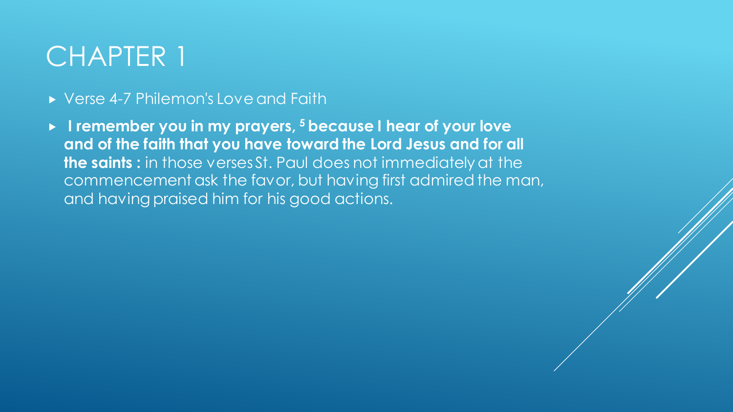# CHAPTER 1

- Verse 4-7 Philemon's Love and Faith
- **I remember you in my prayers, [5] because I hear of your love and of the faith that you have toward the Lord Jesus and for all the saints :** in those verses St. Paul does not immediately at the commencement ask the favor, but having first admired the man, and having praised him for his good actions.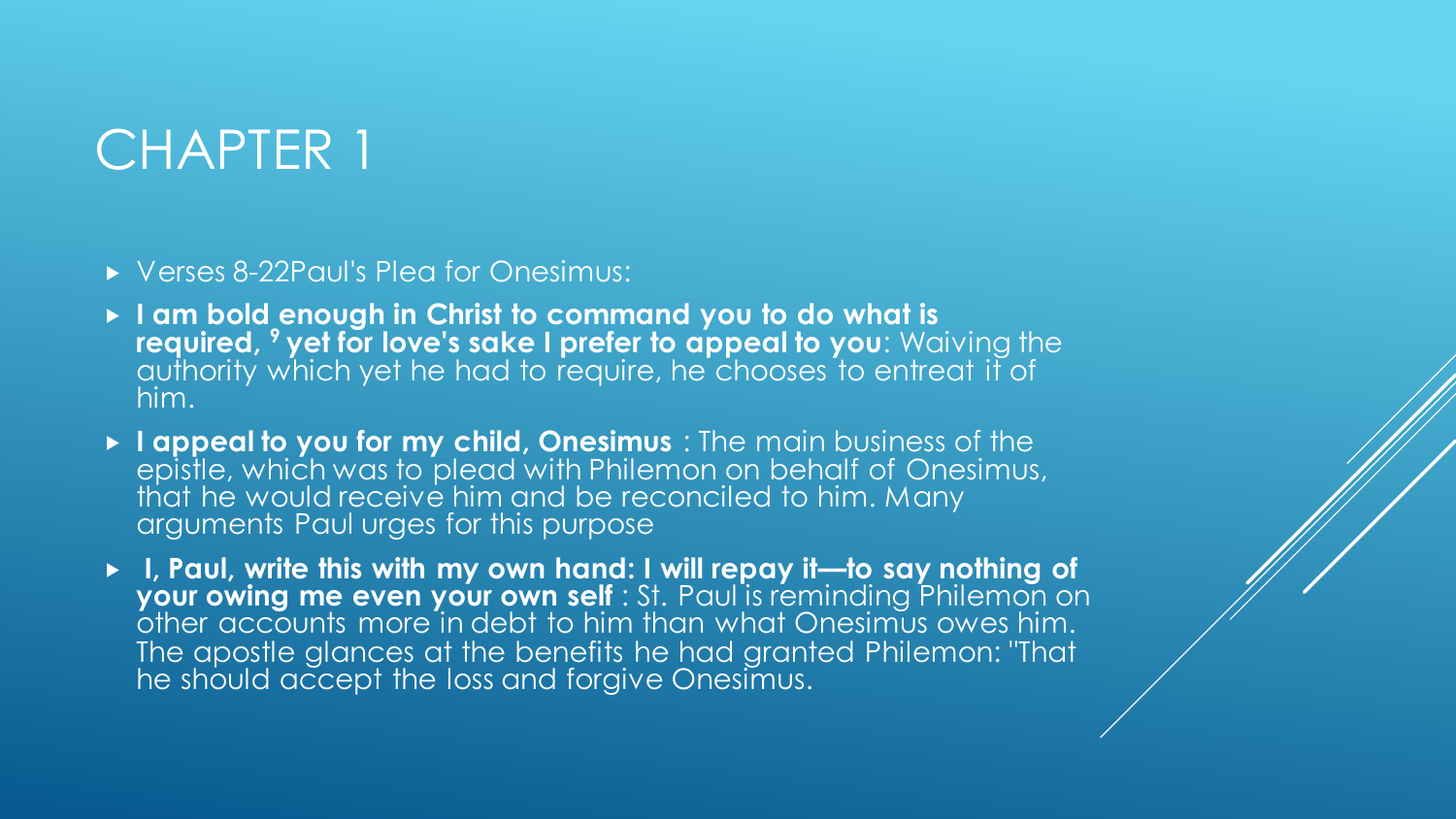# CHAPTER 1

- Verses 8-22Paul's Plea for Onesimus:
- **I am bold enough in Christ to command you to do what is required, [9] yet for love's sake I prefer to appeal to you**: Waiving the authority which yet he had to require, he chooses to entreat it of him.
- **I appeal to you for my child, Onesimus** : The main business of the epistle, which was to plead with Philemon on behalf of Onesimus, that he would receive him and be reconciled to him. Many arguments Paul urges for this purpose
- **I, Paul, write this with my own hand: I will repay it—to say nothing of your owing me even your own self** : St. Paul is reminding Philemon on other accounts more in debt to him than what Onesimus owes him. The apostle glances at the benefits he had granted Philemon: "That he should accept the loss and forgive Onesimus.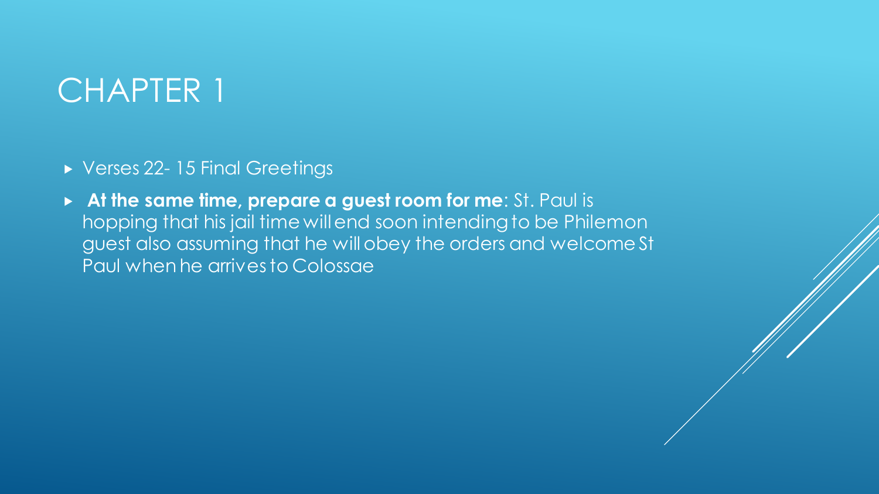# CHAPTER 1

- Verses 22- 15 Final Greetings
- **At the same time, prepare a guest room for me**: St. Paul is hopping that his jail time will end soon intending to be Philemon guest also assuming that he will obey the orders and welcome St Paul when he arrives to Colossae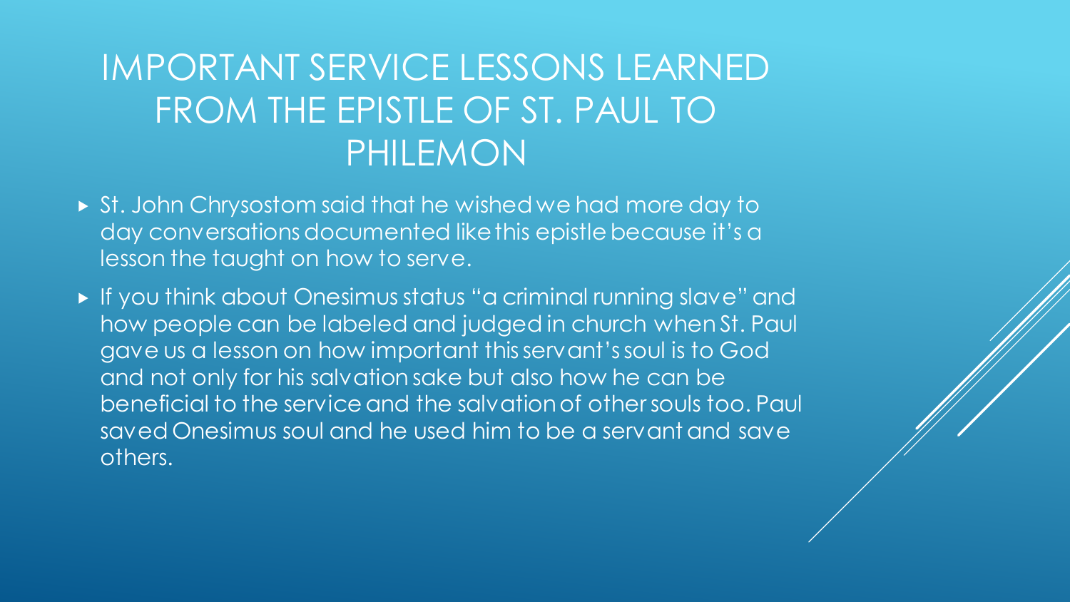# IMPORTANT SERVICE LESSONS LEARNED FROM THE EPISTLE OF ST. PAUL TO PHILEMON

- St. John Chrysostom said that he wished we had more day to day conversations documented like this epistle because it's a lesson the taught on how to serve.
- If you think about Onesimus status "a criminal running slave" and how people can be labeled and judged in church when St. Paul gave us a lesson on how important this servant's soul is to God and not only for his salvation sake but also how he can be beneficial to the service and the salvation of other souls too. Paul saved Onesimus soul and he used him to be a servant and save others.